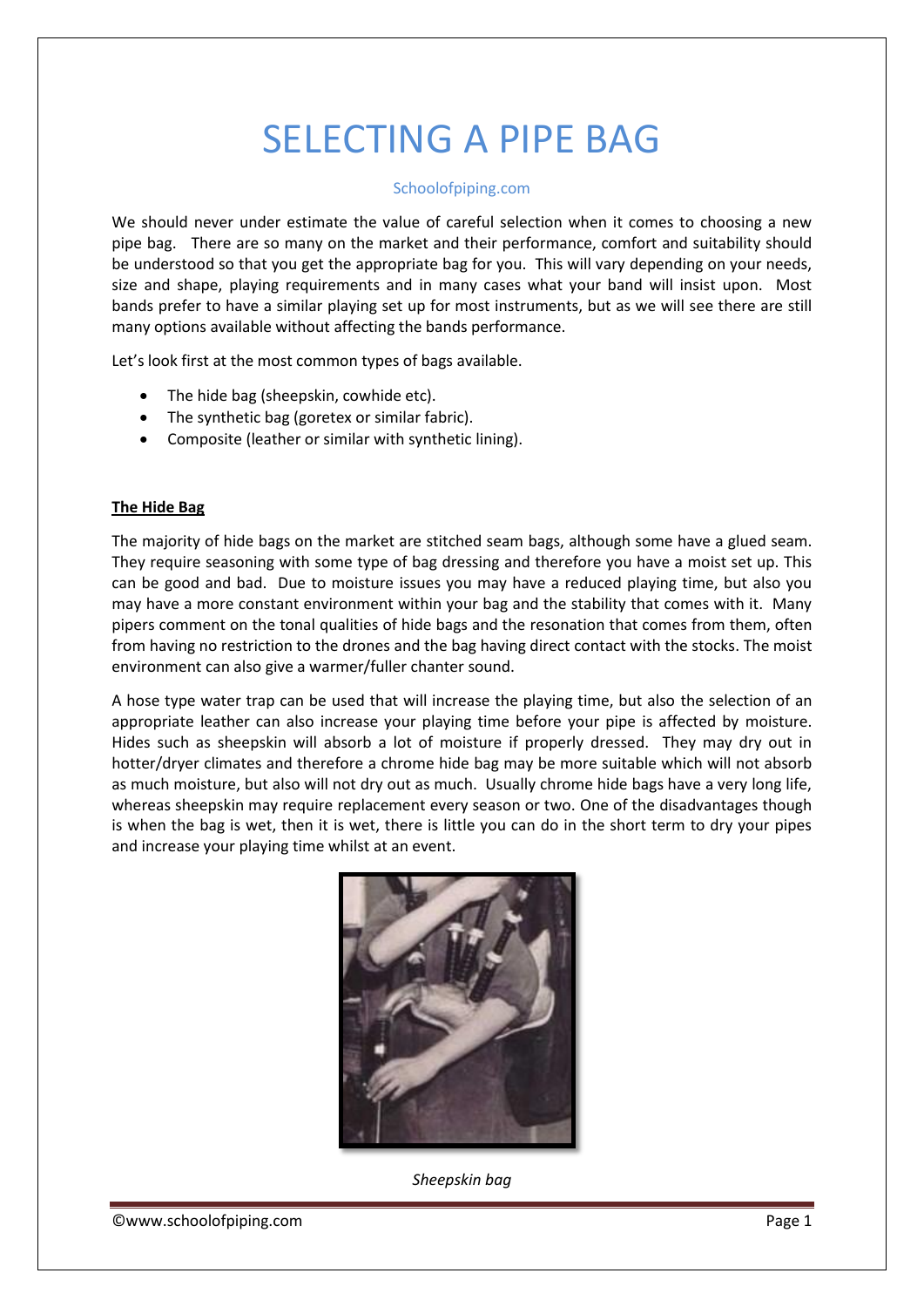# SELECTING A PIPE BAG

Schoolofpiping.com

We should never under estimate the value of careful selection when it comes to choosing a new pipe bag. There are so many on the market and their performance, comfort and suitability should be understood so that you get the appropriate bag for you. This will vary depending on your needs, size and shape, playing requirements and in many cases what your band will insist upon. Most bands prefer to have a similar playing set up for most instruments, but as we will see there are still many options available without affecting the bands performance.

Let's look first at the most common types of bags available.

- The hide bag (sheepskin, cowhide etc).
- The synthetic bag (goretex or similar fabric).
- Composite (leather or similar with synthetic lining).

## The Hide Bag

The majority of hide bags on the market are stitched seam bags, although some have a glued seam. They require seasoning with some type of bag dressing and therefore you have a moist set up. This can be good and bad. Due to moisture issues you may have a reduced playing time, but also you may have a more constant environment within your bag and the stability that comes with it. Many pipers comment on the tonal qualities of hide bags and the resonation that comes from them, often from having no restriction to the drones and the bag having direct contact with the stocks. The moist environment can also give a warmer/fuller chanter sound.

A hose type water trap can be used that will increase the playing time, but also the selection of an appropriate leather can also increase your playing time before your pipe is affected by moisture. Hides such as sheepskin will absorb a lot of moisture if properly dressed. They may dry out in hotter/dryer climates and therefore a chrome hide bag may be more suitable which will not absorb as much moisture, but also will not dry out as much. Usually chrome hide bags have a very long life, whereas sheepskin may require replacement every season or two. One of the disadvantages though is when the bag is wet, then it is wet, there is little you can do in the short term to dry your pipes and increase your playing time whilst at an event.

*Sheepskin bag*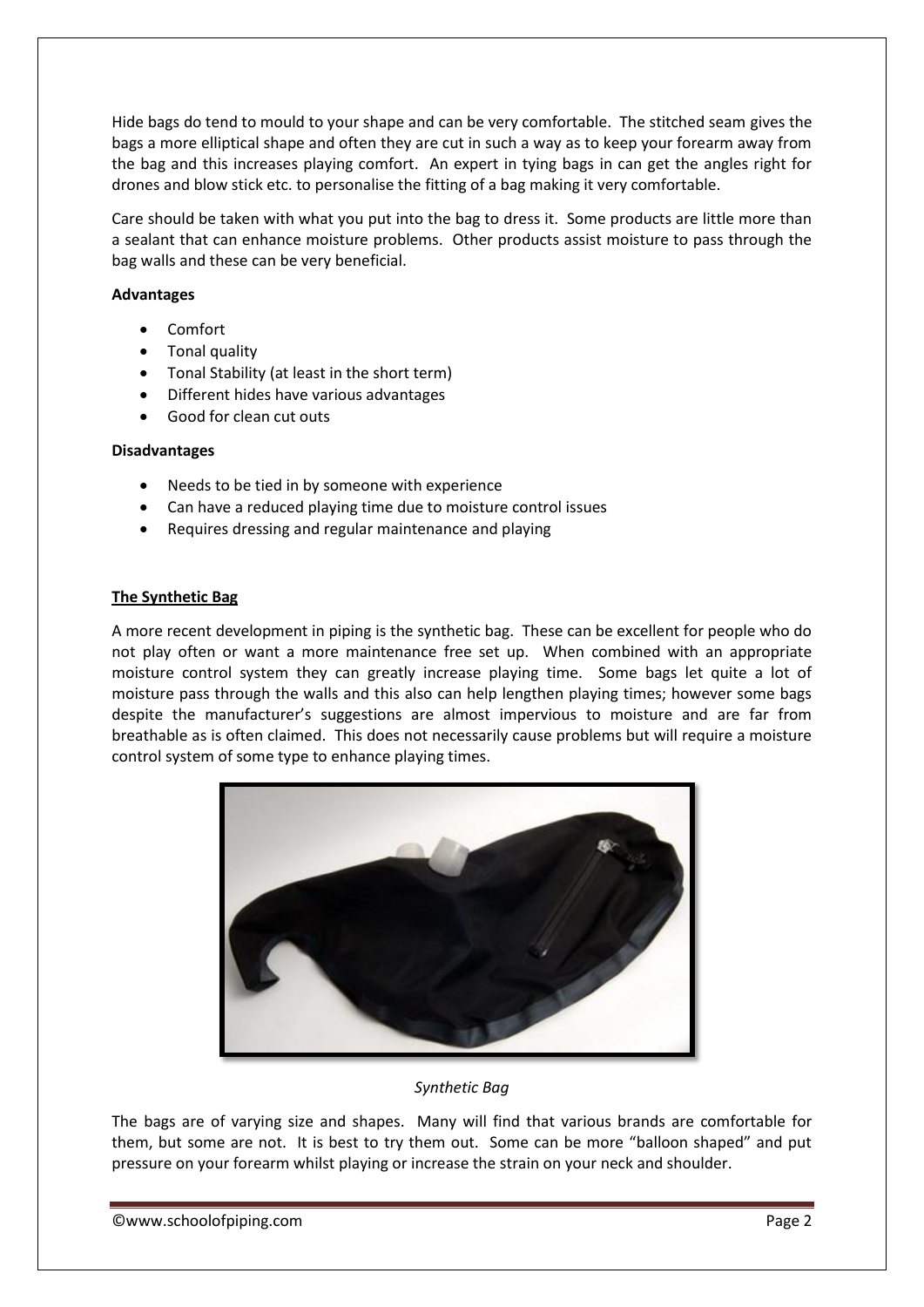Hide bags do tend to mould to your shape and can be very comfortable. The stitched seam gives the bags a more elliptical shape and often they are cut in such a way as to keep your forearm away from the bag and this increases playing comfort. An expert in tying bags in can get the angles right for drones and blow stick etc. to personalise the fitting of a bag making it very comfortable.

Care should be taken with what you put into the bag to dress it. Some products are little more than a sealant that can enhance moisture problems. Other products assist moisture to pass through the bag walls and these can be very beneficial.

**Advantages**

- Comfort
- Tonal quality
- Tonal Stability (at least in the short term)
- Different hides have various advantages
- Good for clean cut outs

**Disadvantages**

- Needs to be tied in by someone with experience
- Can have a reduced playing time due to moisture control issues
- Requires dressing and regular maintenance and playing

**The Synthetic Bag**

A more recent development in piping is the synthetic bag. These can be excellent for people who do not play often or want a more maintenance free set up. When combined with an appropriate moisture control system they can greatly increase playing time. Some bags let quite a lot of moisture pass through the walls and this also can help lengthen playing times; however some bags despite the manufacturer's suggestions are almost impervious to moisture and are far from breathable as is often claimed. This does not necessarily cause problems but will require a moisture control system of some type to enhance playing times.

*Synthetic Bag*

The bags are of varying size and shapes. Many will find that various brands are comfortable for them, but some are not. It is best to try them out. Some can be more "balloon shaped" and put pressure on your forearm whilst playing or increase the strain on your neck and shoulder.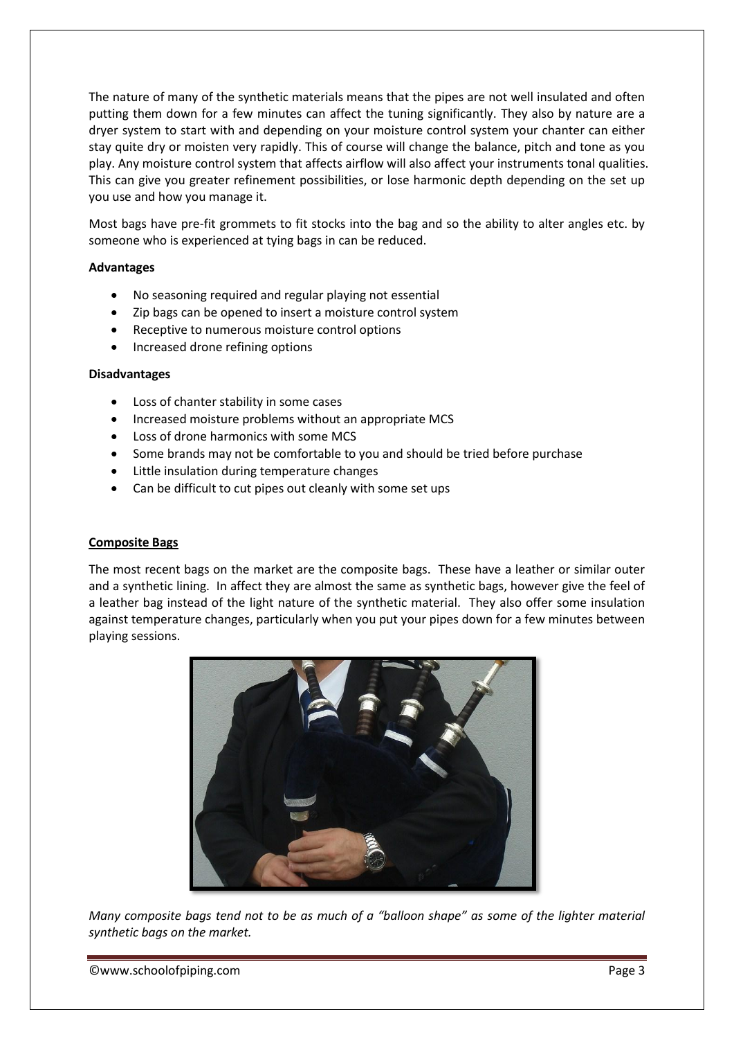The nature of many of the synthetic materials means that the pipes are not well insulated and often putting them down for a few minutes can affect the tuning significantly. They also by nature are a dryer system to start with and depending on your moisture control system your chanter can either stay quite dry or moisten very rapidly. This of course will change the balance, pitch and tone as you play. Any moisture control system that affects airflow will also affect your instruments tonal qualities. This can give you greater refinement possibilities, or lose harmonic depth depending on the set up you use and how you manage it.

Most bags have pre-fit grommets to fit stocks into the bag and so the ability to alter angles etc. by someone who is experienced at tying bags in can be reduced.

**Advantages**

- No seasoning required and regular playing not essential
- Zip bags can be opened to insert a moisture control system
- Receptive to numerous moisture control options
- Increased drone refining options

**Disadvantages**

- Loss of chanter stability in some cases
- Increased moisture problems without an appropriate MCS
- Loss of drone harmonics with some MCS
- Some brands may not be comfortable to you and should be tried before purchase
- Little insulation during temperature changes
- Can be difficult to cut pipes out cleanly with some set ups

**Composite Bags**

The most recent bags on the market are the composite bags. These have a leather or similar outer and a synthetic lining. In affect they are almost the same as synthetic bags, however give the feel of a leather bag instead of the light nature of the synthetic material. They also offer some insulation against temperature changes, particularly when you put your pipes down for a few minutes between playing sessions.

*Many composite bags tend not to be as much of a "balloon shape" as some of the lighter material synthetic bags on the market.*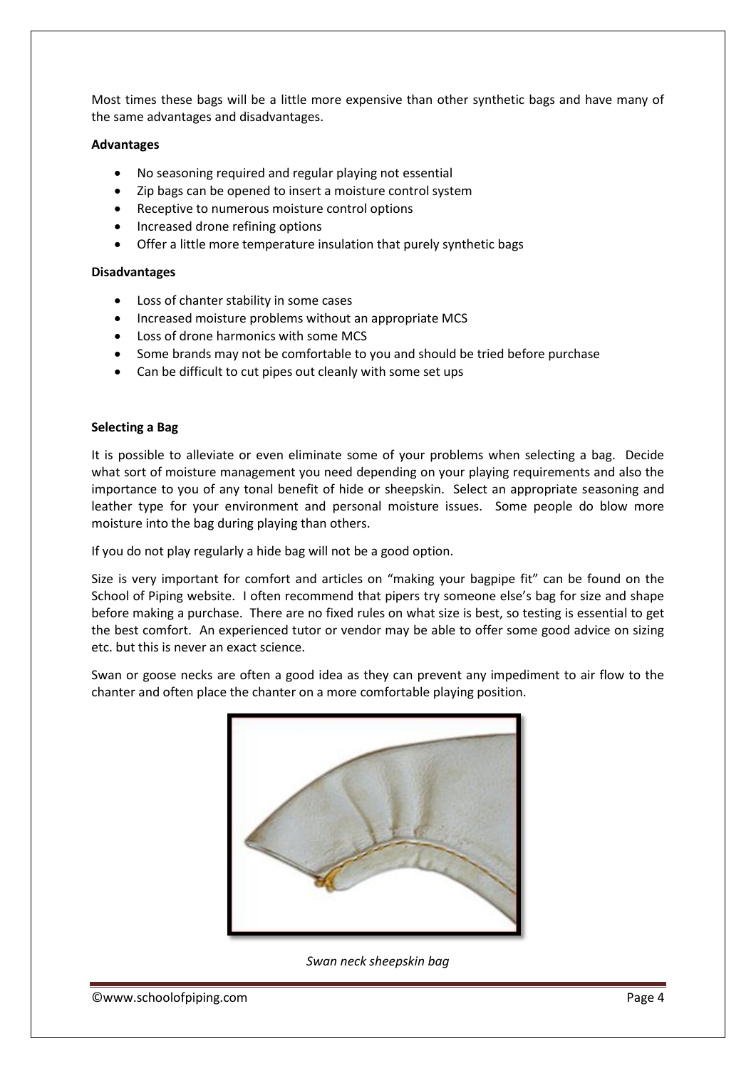Most times these bags will be a little more expensive than other synthetic bags and have many of the same advantages and disadvantages.

**Advantages**

- No seasoning required and regular playing not essential
- Zip bags can be opened to insert a moisture control system
- Receptive to numerous moisture control options
- Increased drone refining options
- Offer a little more temperature insulation that purely synthetic bags

**Disadvantages**

- Loss of chanter stability in some cases
- Increased moisture problems without an appropriate MCS
- Loss of drone harmonics with some MCS
- Some brands may not be comfortable to you and should be tried before purchase
- Can be difficult to cut pipes out cleanly with some set ups

**Selecting a Bag**

It is possible to alleviate or even eliminate some of your problems when selecting a bag. Decide what sort of moisture management you need depending on your playing requirements and also the importance to you of any tonal benefit of hide or sheepskin. Select an appropriate seasoning and leather type for your environment and personal moisture issues. Some people do blow more moisture into the bag during playing than others.

If you do not play regularly a hide bag will not be a good option.

Size is very important for comfort and articles on "making your bagpipe fit" can be found on the School of Piping website. I often recommend that pipers try someone else's bag for size and shape before making a purchase. There are no fixed rules on what size is best, so testing is essential to get the best comfort. An experienced tutor or vendor may be able to offer some good advice on sizing etc. but this is never an exact science.

Swan or goose necks are often a good idea as they can prevent any impediment to air flow to the chanter and often place the chanter on a more comfortable playing position.

*Swan neck sheepskin bag*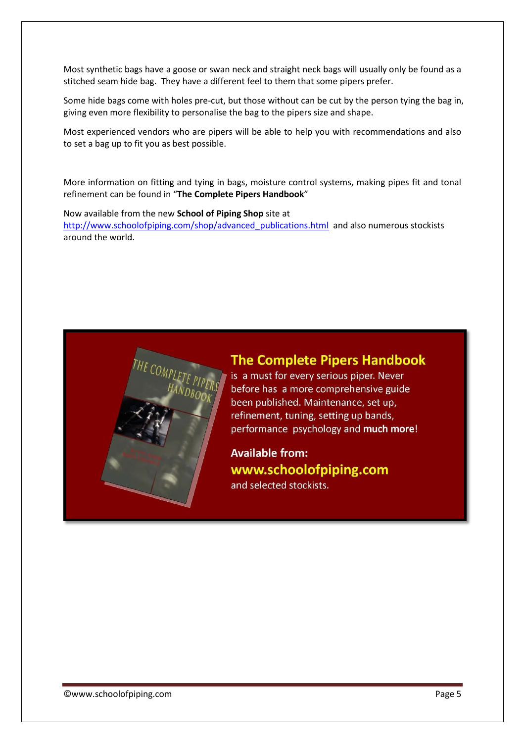Most synthetic bags have a goose or swan neck and straight neck bags will usually only be found as a stitched seam hide bag. They have a different feel to them that some pipers prefer.

Some hide bags come with holes pre-cut, but those without can be cut by the person tying the bag in, giving even more flexibility to personalise the bag to the pipers size and shape.

Most experienced vendors who are pipers will be able to help you with recommendations and also to set a bag up to fit you as best possible.

More information on fitting and tying in bags, moisture control systems, making pipes fit and tonal refinement can be found in "**The Complete Pipers Handbook**"

Now available from the new **School of Piping Shop** site at http://www.schoolofpiping.com/shop/advanced_publications.html and also numerous stockists around the world.

**The Complete Pipers Handbook** is a must for every serious piper. Never before has a more comprehensive guide been published. Maintenance, set up, refinement, tuning, setting up bands, performance psychology and **much more**!

**Available from:**
**www.schoolofpiping.com**
and selected stockists.

©www.schoolofpiping.com